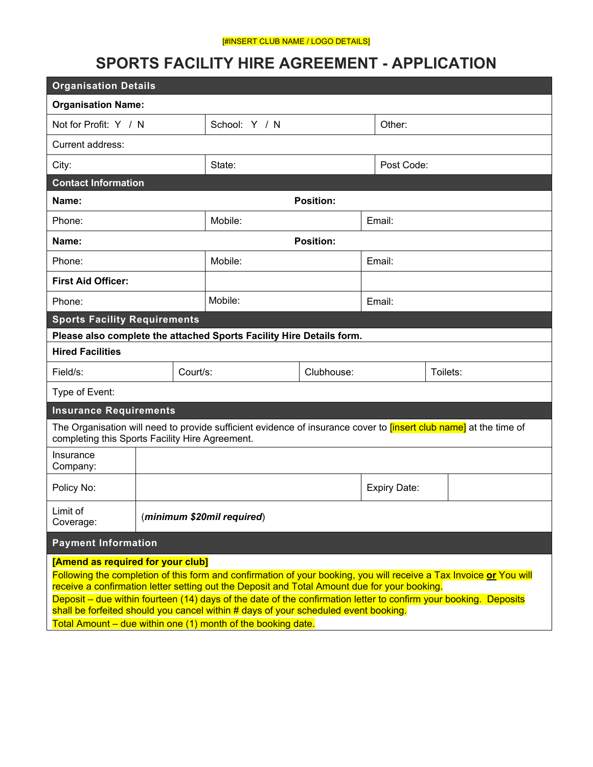[#INSERT CLUB NAME / LOGO DETAILS]

# SPORTS FACILITY HIRE AGREEMENT - APPLICATION

| **Organisation Details** | | |
|---|---|---|
| **Organisation Name:** | | |
| Not for Profit: Y / N | School: Y / N | Other: |
| Current address: | | |
| City: | State: | Post Code: |

| **Contact Information** | | |
|---|---|---|
| **Name:** | **Position:** | |
| Phone: | Mobile: | Email: |
| **Name:** | **Position:** | |
| Phone: | Mobile: | Email: |
| **First Aid Officer:** | | |
| Phone: | Mobile: | Email: |

| **Sports Facility Requirements** | | | |
|---|---|---|---|
| **Please also complete the attached Sports Facility Hire Details form.** | | | |
| **Hired Facilities** | | | |
| Field/s: | Court/s: | Clubhouse: | Toilets: |
| Type of Event: | | | |

| **Insurance Requirements** | | | |
|---|---|---|---|
| The Organisation will need to provide sufficient evidence of insurance cover to [insert club name] at the time of completing this Sports Facility Hire Agreement. | | | |
| Insurance Company: | | | |
| Policy No: | | Expiry Date: | |
| Limit of Coverage: | (***minimum $20mil required***) | | |

| **Payment Information** |
|---|
| **[Amend as required for your club]**<br>Following the completion of this form and confirmation of your booking, you will receive a Tax Invoice **<u>or</u>** You will receive a confirmation letter setting out the Deposit and Total Amount due for your booking.<br>Deposit – due within fourteen (14) days of the date of the confirmation letter to confirm your booking. Deposits shall be forfeited should you cancel within # days of your scheduled event booking.<br>Total Amount – due within one (1) month of the booking date. |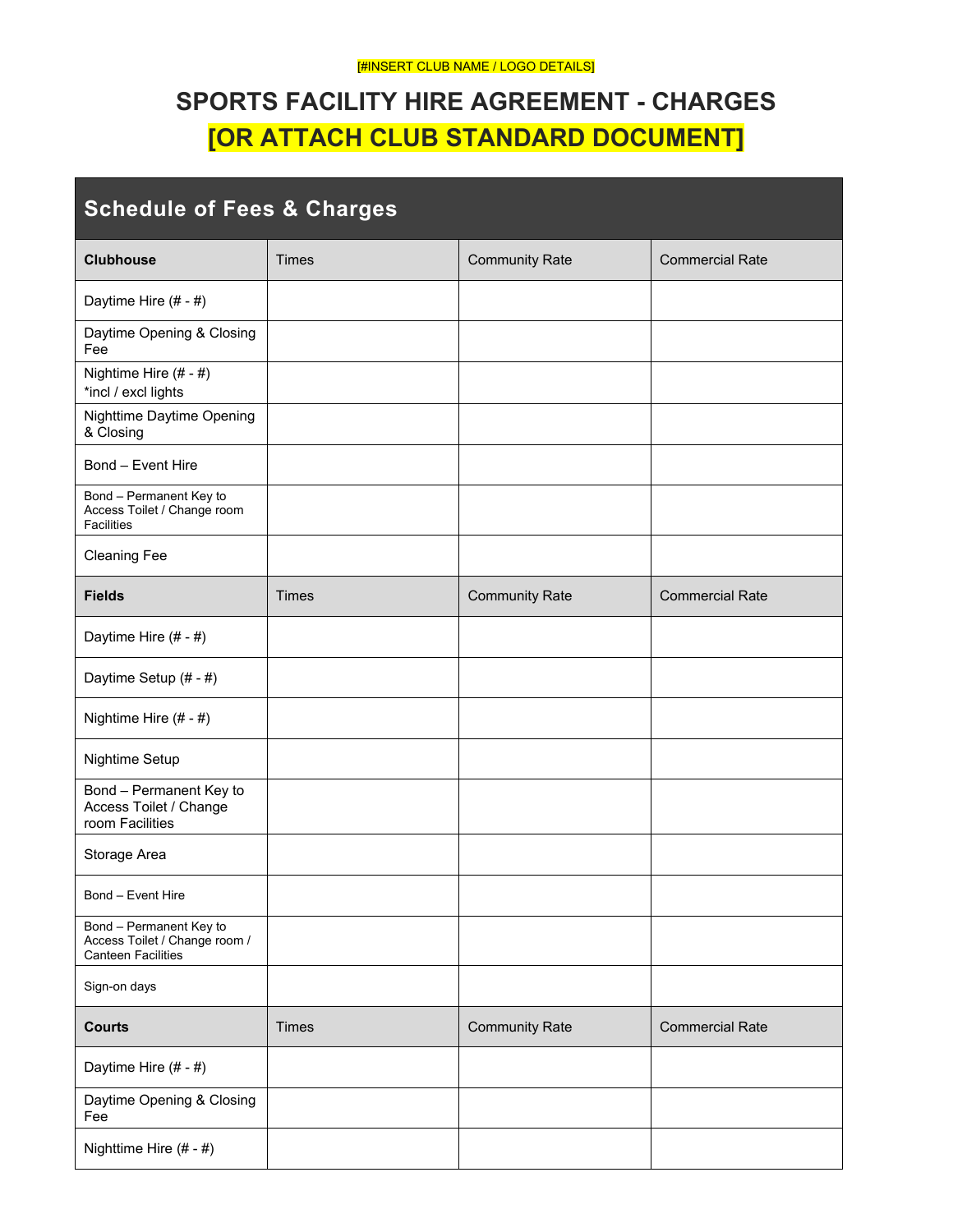[#INSERT CLUB NAME / LOGO DETAILS]

# SPORTS FACILITY HIRE AGREEMENT - CHARGES

# [OR ATTACH CLUB STANDARD DOCUMENT]

| Schedule of Fees & Charges | | | |
|---|---|---|---|
| **Clubhouse** | Times | Community Rate | Commercial Rate |
| Daytime Hire (# - #) | | | |
| Daytime Opening & Closing Fee | | | |
| Nightime Hire (# - #) *incl / excl lights | | | |
| Nighttime Daytime Opening & Closing | | | |
| Bond – Event Hire | | | |
| Bond – Permanent Key to Access Toilet / Change room Facilities | | | |
| Cleaning Fee | | | |
| **Fields** | Times | Community Rate | Commercial Rate |
| Daytime Hire (# - #) | | | |
| Daytime Setup (# - #) | | | |
| Nightime Hire (# - #) | | | |
| Nightime Setup | | | |
| Bond – Permanent Key to Access Toilet / Change room Facilities | | | |
| Storage Area | | | |
| Bond – Event Hire | | | |
| Bond – Permanent Key to Access Toilet / Change room / Canteen Facilities | | | |
| Sign-on days | | | |
| **Courts** | Times | Community Rate | Commercial Rate |
| Daytime Hire (# - #) | | | |
| Daytime Opening & Closing Fee | | | |
| Nighttime Hire (# - #) | | | |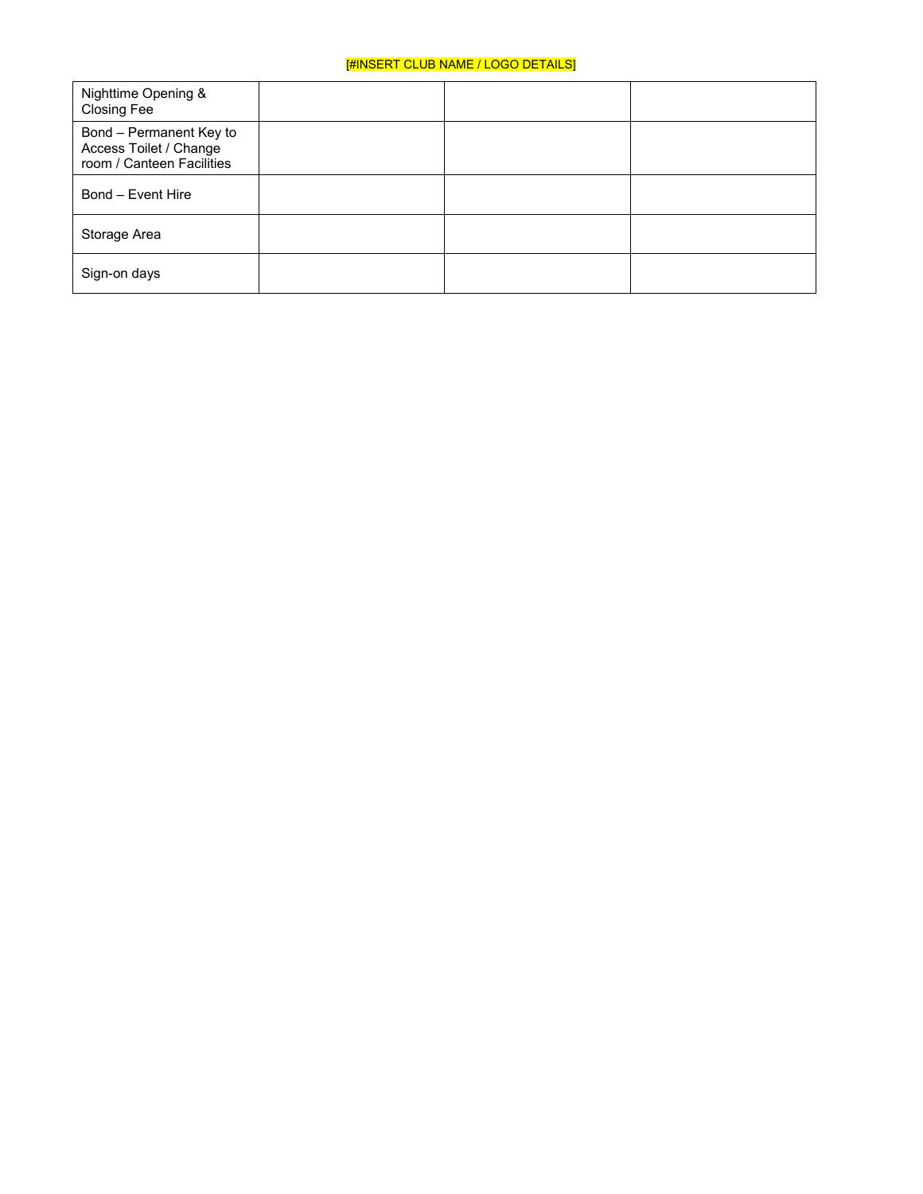[#INSERT CLUB NAME / LOGO DETAILS]

| | | | |
|---|---|---|---|
| Nighttime Opening & Closing Fee | | | |
| Bond – Permanent Key to Access Toilet / Change room / Canteen Facilities | | | |
| Bond – Event Hire | | | |
| Storage Area | | | |
| Sign-on days | | | |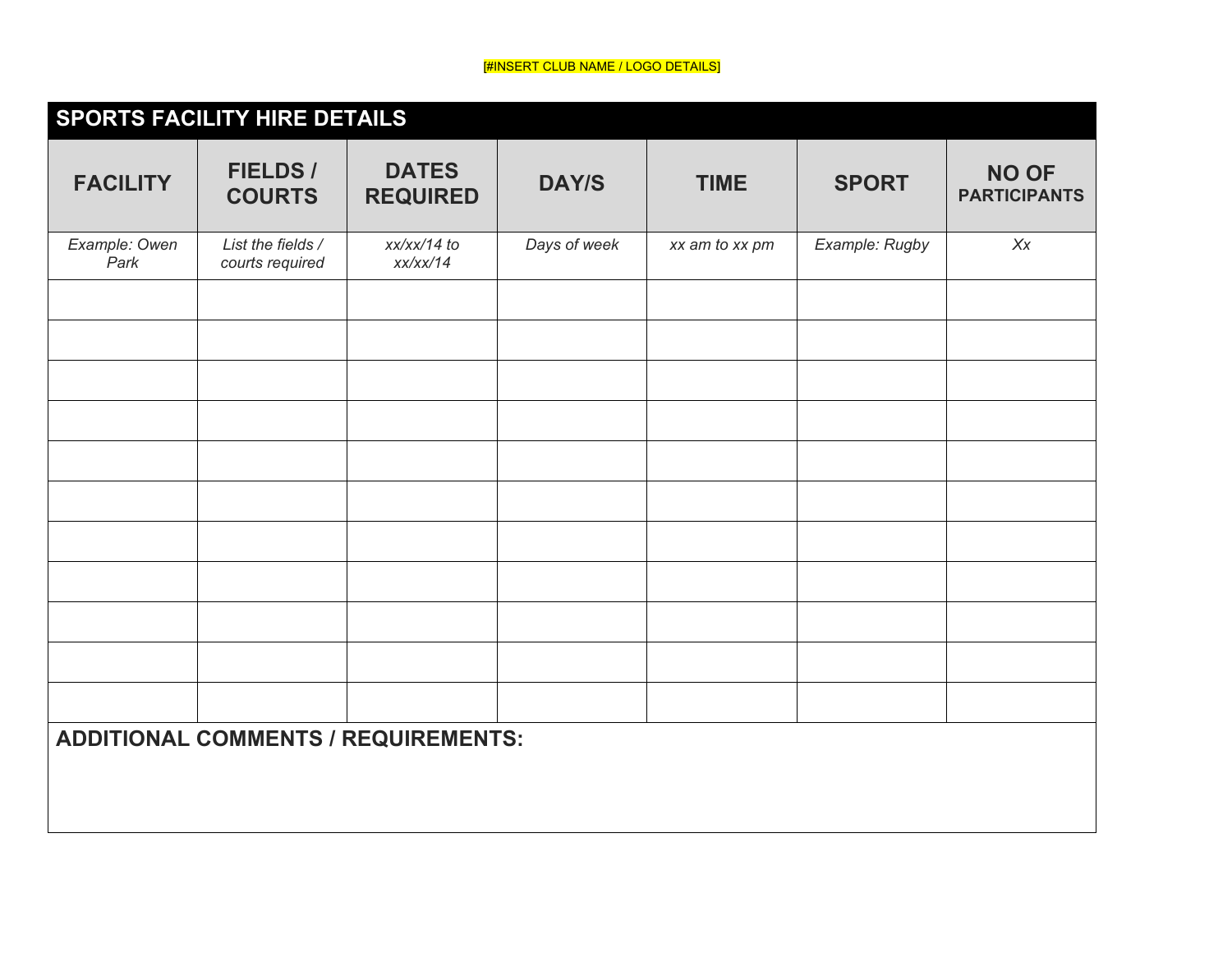[#INSERT CLUB NAME / LOGO DETAILS]

## SPORTS FACILITY HIRE DETAILS

| FACILITY | FIELDS / COURTS | DATES REQUIRED | DAY/S | TIME | SPORT | NO OF PARTICIPANTS |
|---|---|---|---|---|---|---|
| *Example: Owen Park* | *List the fields / courts required* | *xx/xx/14 to xx/xx/14* | *Days of week* | *xx am to xx pm* | *Example: Rugby* | *Xx* |
| | | | | | | |
| | | | | | | |
| | | | | | | |
| | | | | | | |
| | | | | | | |
| | | | | | | |
| | | | | | | |
| | | | | | | |
| | | | | | | |
| | | | | | | |
| | | | | | | |

**ADDITIONAL COMMENTS / REQUIREMENTS:**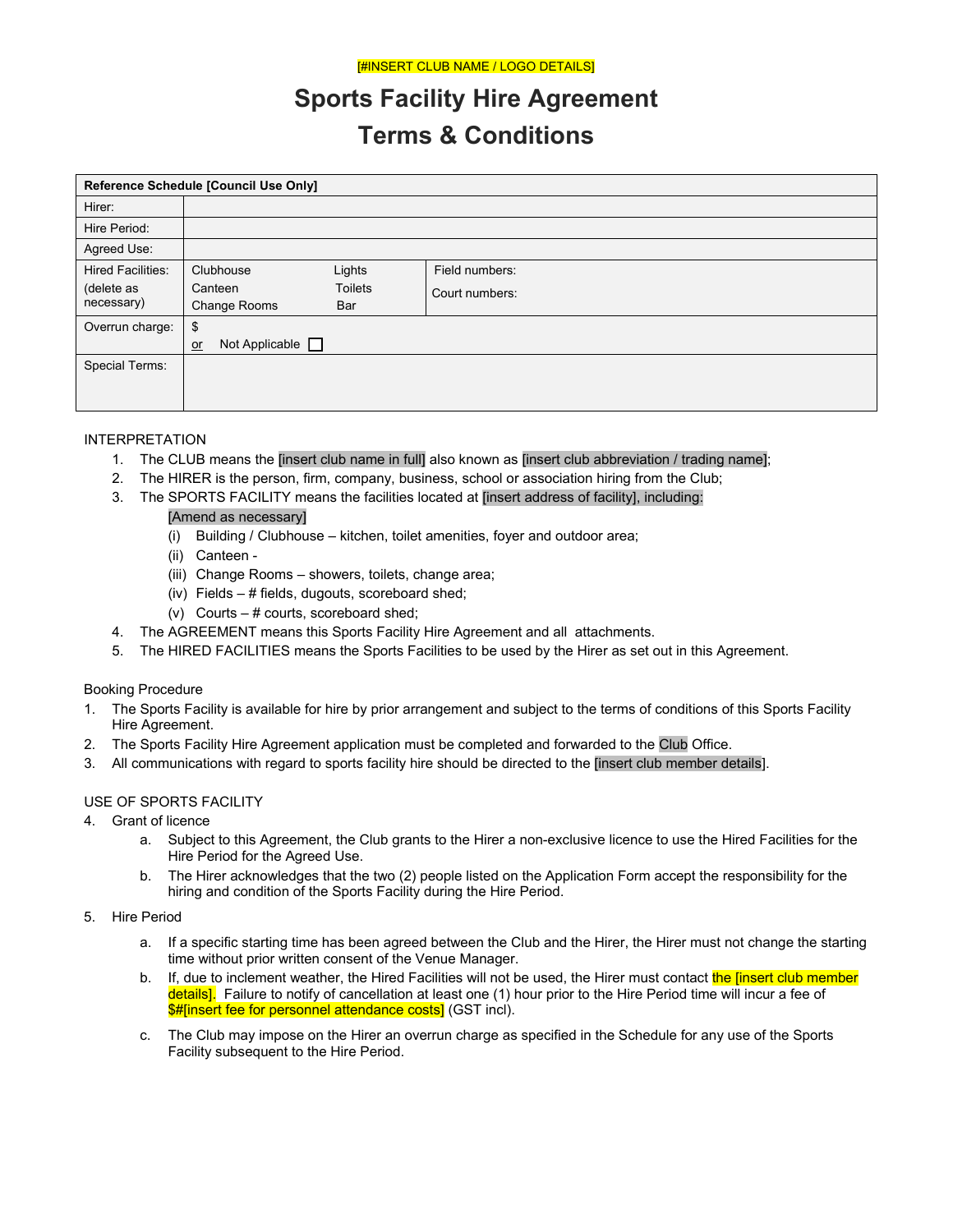[#INSERT CLUB NAME / LOGO DETAILS]

# Sports Facility Hire Agreement
# Terms & Conditions

| Reference Schedule [Council Use Only] | | |
|---|---|---|
| Hirer: | | |
| Hire Period: | | |
| Agreed Use: | | |
| Hired Facilities: (delete as necessary) | Clubhouse Lights<br>Canteen Toilets<br>Change Rooms Bar | Field numbers:<br>Court numbers: |
| Overrun charge: | $<br>or Not Applicable ☐ | |
| Special Terms: | | |

INTERPRETATION

1. The CLUB means the [insert club name in full] also known as [insert club abbreviation / trading name];
2. The HIRER is the person, firm, company, business, school or association hiring from the Club;
3. The SPORTS FACILITY means the facilities located at [insert address of facility], including:
   [Amend as necessary]
   (i) Building / Clubhouse – kitchen, toilet amenities, foyer and outdoor area;
   (ii) Canteen -
   (iii) Change Rooms – showers, toilets, change area;
   (iv) Fields – # fields, dugouts, scoreboard shed;
   (v) Courts – # courts, scoreboard shed;
4. The AGREEMENT means this Sports Facility Hire Agreement and all attachments.
5. The HIRED FACILITIES means the Sports Facilities to be used by the Hirer as set out in this Agreement.

Booking Procedure

1. The Sports Facility is available for hire by prior arrangement and subject to the terms of conditions of this Sports Facility Hire Agreement.
2. The Sports Facility Hire Agreement application must be completed and forwarded to the Club Office.
3. All communications with regard to sports facility hire should be directed to the [insert club member details].

USE OF SPORTS FACILITY

4. Grant of licence
   a. Subject to this Agreement, the Club grants to the Hirer a non-exclusive licence to use the Hired Facilities for the Hire Period for the Agreed Use.
   b. The Hirer acknowledges that the two (2) people listed on the Application Form accept the responsibility for the hiring and condition of the Sports Facility during the Hire Period.

5. Hire Period
   a. If a specific starting time has been agreed between the Club and the Hirer, the Hirer must not change the starting time without prior written consent of the Venue Manager.
   b. If, due to inclement weather, the Hired Facilities will not be used, the Hirer must contact the [insert club member details]. Failure to notify of cancellation at least one (1) hour prior to the Hire Period time will incur a fee of $#[insert fee for personnel attendance costs] (GST incl).
   c. The Club may impose on the Hirer an overrun charge as specified in the Schedule for any use of the Sports Facility subsequent to the Hire Period.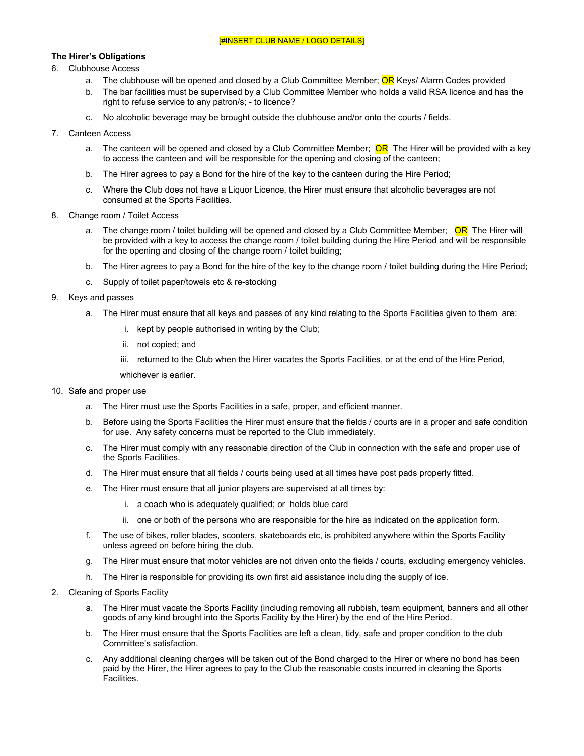[#INSERT CLUB NAME / LOGO DETAILS]

**The Hirer's Obligations**

6. Clubhouse Access
   a. The clubhouse will be opened and closed by a Club Committee Member; OR Keys/ Alarm Codes provided
   b. The bar facilities must be supervised by a Club Committee Member who holds a valid RSA licence and has the right to refuse service to any patron/s; - to licence?
   c. No alcoholic beverage may be brought outside the clubhouse and/or onto the courts / fields.

7. Canteen Access
   a. The canteen will be opened and closed by a Club Committee Member; OR The Hirer will be provided with a key to access the canteen and will be responsible for the opening and closing of the canteen;
   b. The Hirer agrees to pay a Bond for the hire of the key to the canteen during the Hire Period;
   c. Where the Club does not have a Liquor Licence, the Hirer must ensure that alcoholic beverages are not consumed at the Sports Facilities.

8. Change room / Toilet Access
   a. The change room / toilet building will be opened and closed by a Club Committee Member; OR The Hirer will be provided with a key to access the change room / toilet building during the Hire Period and will be responsible for the opening and closing of the change room / toilet building;
   b. The Hirer agrees to pay a Bond for the hire of the key to the change room / toilet building during the Hire Period;
   c. Supply of toilet paper/towels etc & re-stocking

9. Keys and passes
   a. The Hirer must ensure that all keys and passes of any kind relating to the Sports Facilities given to them are:
      i. kept by people authorised in writing by the Club;
      ii. not copied; and
      iii. returned to the Club when the Hirer vacates the Sports Facilities, or at the end of the Hire Period,
      whichever is earlier.

10. Safe and proper use
   a. The Hirer must use the Sports Facilities in a safe, proper, and efficient manner.
   b. Before using the Sports Facilities the Hirer must ensure that the fields / courts are in a proper and safe condition for use. Any safety concerns must be reported to the Club immediately.
   c. The Hirer must comply with any reasonable direction of the Club in connection with the safe and proper use of the Sports Facilities.
   d. The Hirer must ensure that all fields / courts being used at all times have post pads properly fitted.
   e. The Hirer must ensure that all junior players are supervised at all times by:
      i. a coach who is adequately qualified; or holds blue card
      ii. one or both of the persons who are responsible for the hire as indicated on the application form.
   f. The use of bikes, roller blades, scooters, skateboards etc, is prohibited anywhere within the Sports Facility unless agreed on before hiring the club.
   g. The Hirer must ensure that motor vehicles are not driven onto the fields / courts, excluding emergency vehicles.
   h. The Hirer is responsible for providing its own first aid assistance including the supply of ice.

2. Cleaning of Sports Facility
   a. The Hirer must vacate the Sports Facility (including removing all rubbish, team equipment, banners and all other goods of any kind brought into the Sports Facility by the Hirer) by the end of the Hire Period.
   b. The Hirer must ensure that the Sports Facilities are left a clean, tidy, safe and proper condition to the club Committee's satisfaction.
   c. Any additional cleaning charges will be taken out of the Bond charged to the Hirer or where no bond has been paid by the Hirer, the Hirer agrees to pay to the Club the reasonable costs incurred in cleaning the Sports Facilities.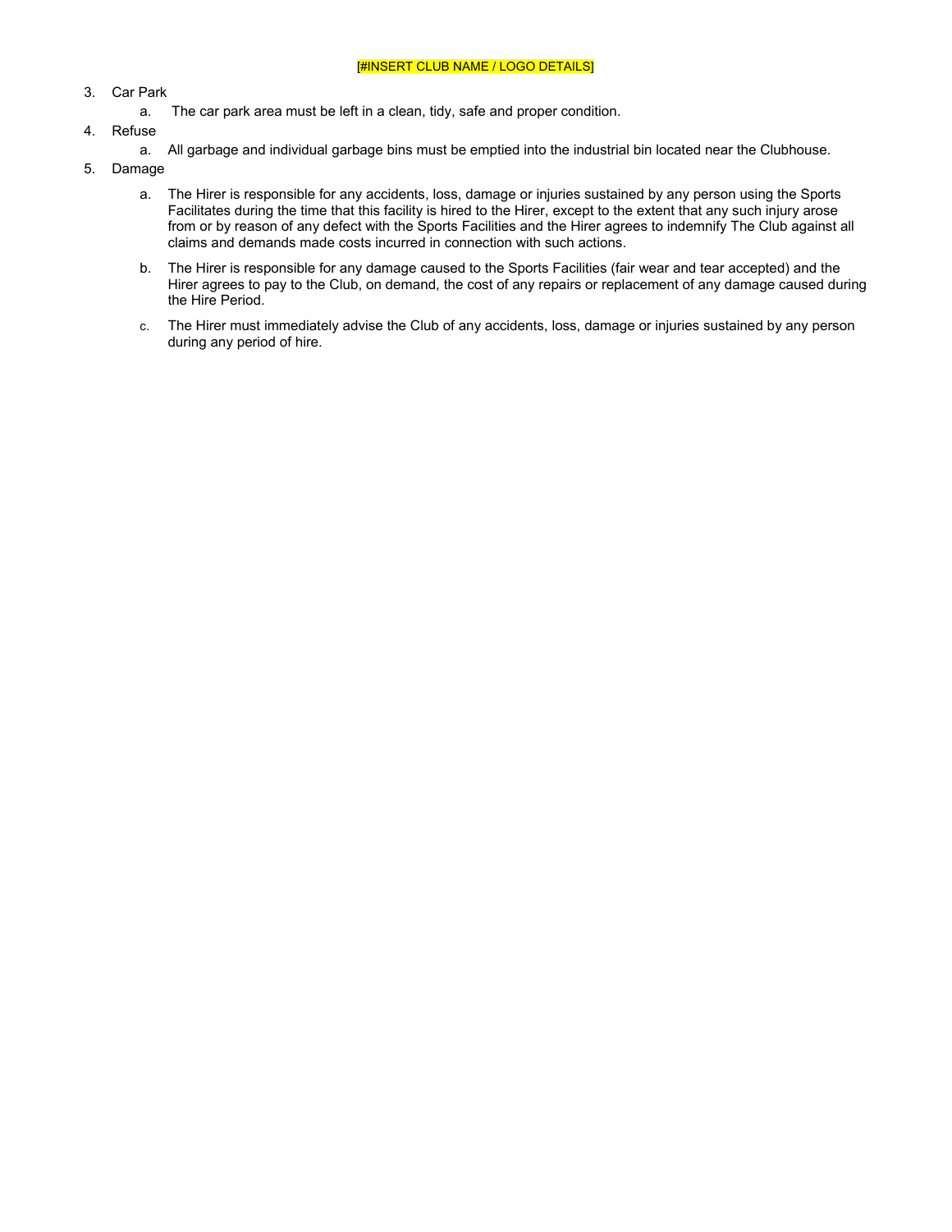[#INSERT CLUB NAME / LOGO DETAILS]

3. Car Park
   a. The car park area must be left in a clean, tidy, safe and proper condition.
4. Refuse
   a. All garbage and individual garbage bins must be emptied into the industrial bin located near the Clubhouse.
5. Damage
   a. The Hirer is responsible for any accidents, loss, damage or injuries sustained by any person using the Sports Facilitates during the time that this facility is hired to the Hirer, except to the extent that any such injury arose from or by reason of any defect with the Sports Facilities and the Hirer agrees to indemnify The Club against all claims and demands made costs incurred in connection with such actions.
   b. The Hirer is responsible for any damage caused to the Sports Facilities (fair wear and tear accepted) and the Hirer agrees to pay to the Club, on demand, the cost of any repairs or replacement of any damage caused during the Hire Period.
   c. The Hirer must immediately advise the Club of any accidents, loss, damage or injuries sustained by any person during any period of hire.